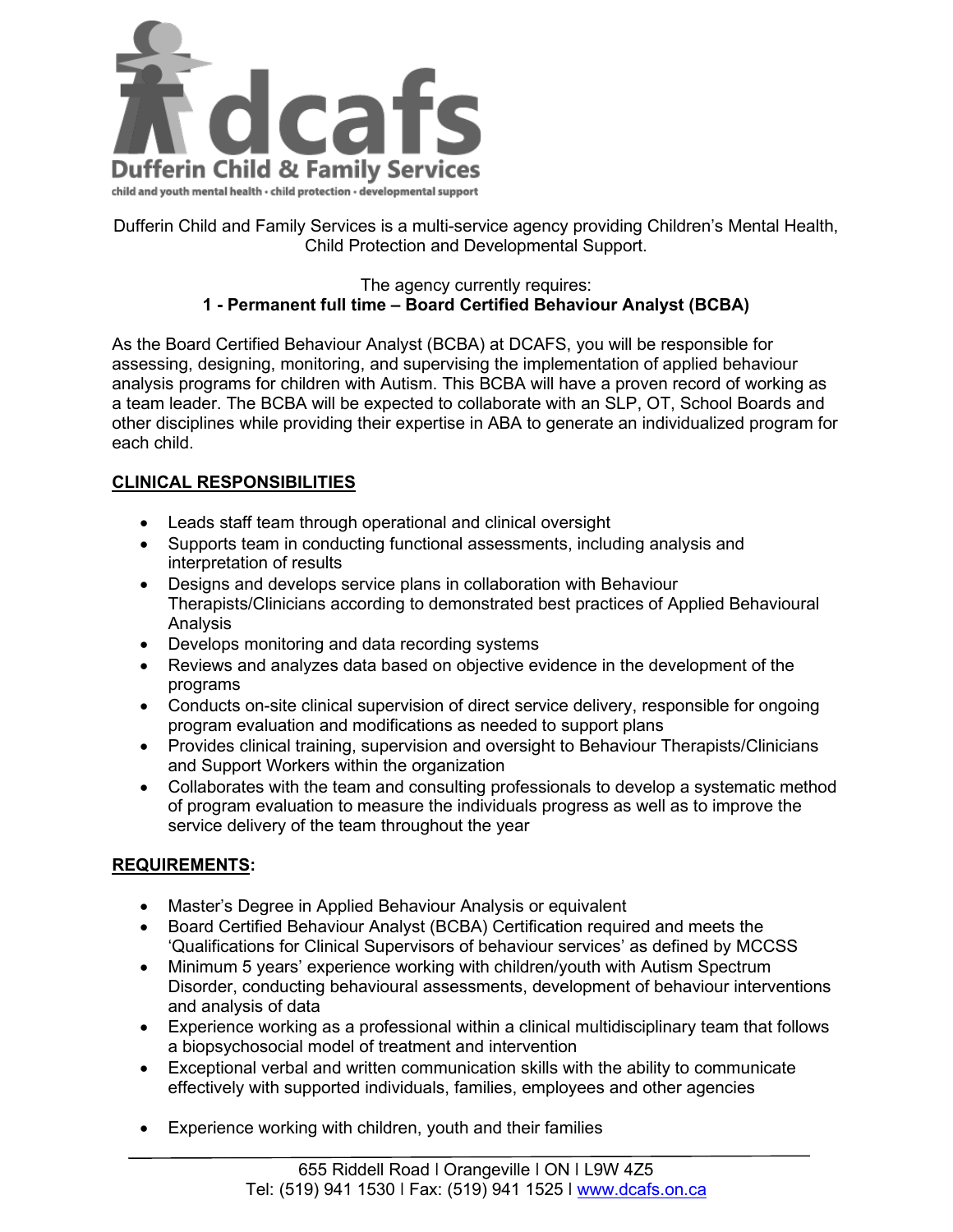dcafs

**Dufferin Child & Family Services**

child and youth mental health • child protection • developmental support

Dufferin Child and Family Services is a multi-service agency providing Children's Mental Health, Child Protection and Developmental Support.

The agency currently requires:
**1 - Permanent full time – Board Certified Behaviour Analyst (BCBA)**

As the Board Certified Behaviour Analyst (BCBA) at DCAFS, you will be responsible for assessing, designing, monitoring, and supervising the implementation of applied behaviour analysis programs for children with Autism. This BCBA will have a proven record of working as a team leader. The BCBA will be expected to collaborate with an SLP, OT, School Boards and other disciplines while providing their expertise in ABA to generate an individualized program for each child.

## CLINICAL RESPONSIBILITIES

- Leads staff team through operational and clinical oversight
- Supports team in conducting functional assessments, including analysis and interpretation of results
- Designs and develops service plans in collaboration with Behaviour Therapists/Clinicians according to demonstrated best practices of Applied Behavioural Analysis
- Develops monitoring and data recording systems
- Reviews and analyzes data based on objective evidence in the development of the programs
- Conducts on-site clinical supervision of direct service delivery, responsible for ongoing program evaluation and modifications as needed to support plans
- Provides clinical training, supervision and oversight to Behaviour Therapists/Clinicians and Support Workers within the organization
- Collaborates with the team and consulting professionals to develop a systematic method of program evaluation to measure the individuals progress as well as to improve the service delivery of the team throughout the year

## REQUIREMENTS:

- Master's Degree in Applied Behaviour Analysis or equivalent
- Board Certified Behaviour Analyst (BCBA) Certification required and meets the 'Qualifications for Clinical Supervisors of behaviour services' as defined by MCCSS
- Minimum 5 years' experience working with children/youth with Autism Spectrum Disorder, conducting behavioural assessments, development of behaviour interventions and analysis of data
- Experience working as a professional within a clinical multidisciplinary team that follows a biopsychosocial model of treatment and intervention
- Exceptional verbal and written communication skills with the ability to communicate effectively with supported individuals, families, employees and other agencies
- Experience working with children, youth and their families

655 Riddell Road | Orangeville | ON | L9W 4Z5
Tel: (519) 941 1530 | Fax: (519) 941 1525 | [www.dcafs.on.ca](http://www.dcafs.on.ca)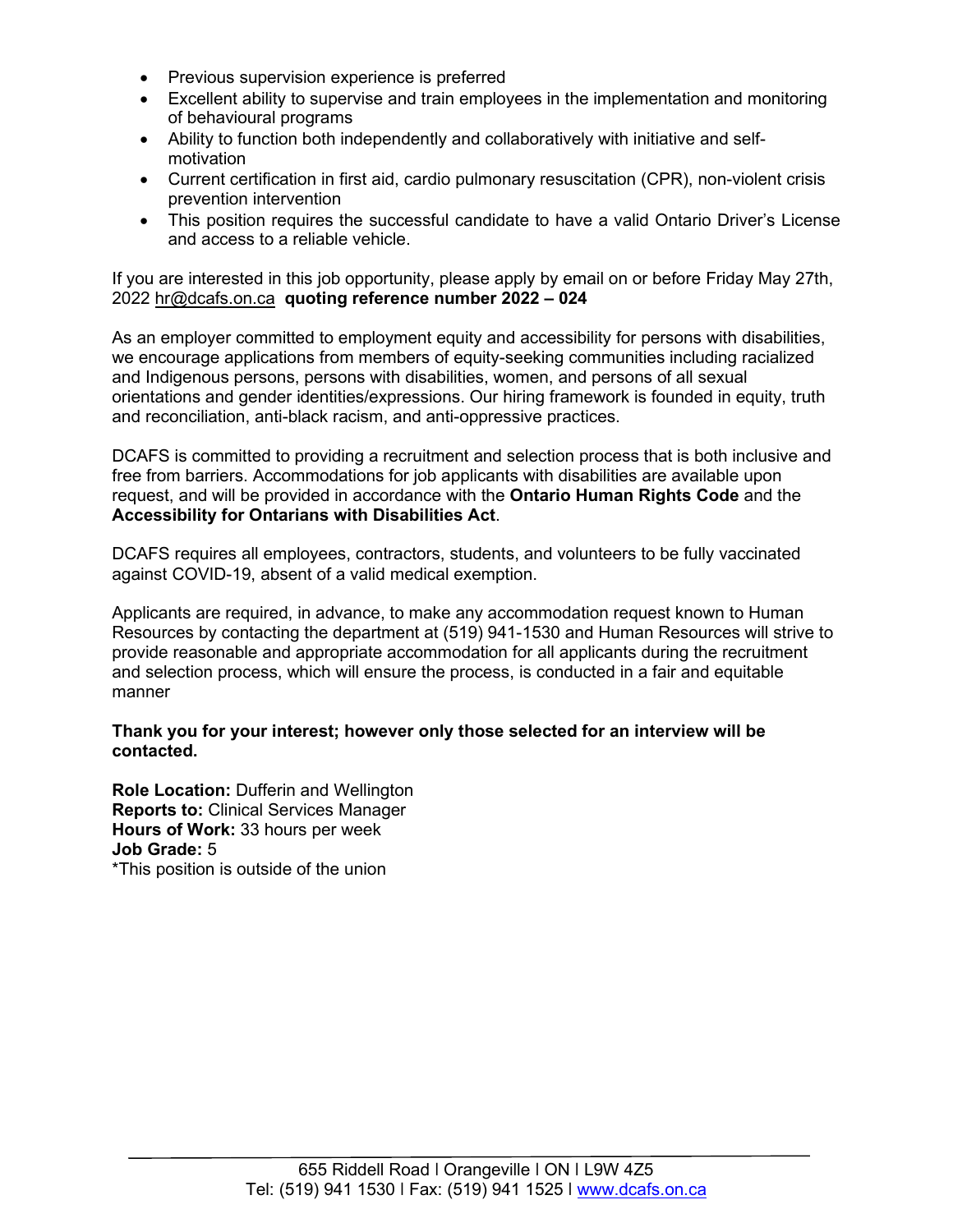- Previous supervision experience is preferred
- Excellent ability to supervise and train employees in the implementation and monitoring of behavioural programs
- Ability to function both independently and collaboratively with initiative and self-motivation
- Current certification in first aid, cardio pulmonary resuscitation (CPR), non-violent crisis prevention intervention
- This position requires the successful candidate to have a valid Ontario Driver's License and access to a reliable vehicle.

If you are interested in this job opportunity, please apply by email on or before Friday May 27th, 2022 hr@dcafs.on.ca **quoting reference number 2022 – 024**

As an employer committed to employment equity and accessibility for persons with disabilities, we encourage applications from members of equity-seeking communities including racialized and Indigenous persons, persons with disabilities, women, and persons of all sexual orientations and gender identities/expressions. Our hiring framework is founded in equity, truth and reconciliation, anti-black racism, and anti-oppressive practices.

DCAFS is committed to providing a recruitment and selection process that is both inclusive and free from barriers. Accommodations for job applicants with disabilities are available upon request, and will be provided in accordance with the **Ontario Human Rights Code** and the **Accessibility for Ontarians with Disabilities Act**.

DCAFS requires all employees, contractors, students, and volunteers to be fully vaccinated against COVID-19, absent of a valid medical exemption.

Applicants are required, in advance, to make any accommodation request known to Human Resources by contacting the department at (519) 941-1530 and Human Resources will strive to provide reasonable and appropriate accommodation for all applicants during the recruitment and selection process, which will ensure the process, is conducted in a fair and equitable manner

**Thank you for your interest; however only those selected for an interview will be contacted.**

**Role Location:** Dufferin and Wellington
**Reports to:** Clinical Services Manager
**Hours of Work:** 33 hours per week
**Job Grade:** 5
*This position is outside of the union